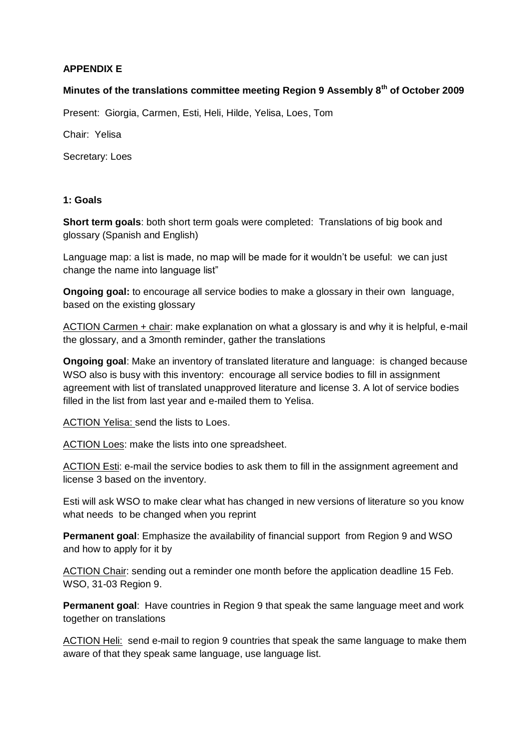**APPENDIX E**

**Minutes of the translations committee meeting Region 9 Assembly 8th of October 2009**

Present: Giorgia, Carmen, Esti, Heli, Hilde, Yelisa, Loes, Tom

Chair: Yelisa

Secretary: Loes

**1: Goals**

**Short term goals**: both short term goals were completed: Translations of big book and glossary (Spanish and English)

Language map: a list is made, no map will be made for it wouldn't be useful: we can just change the name into language list"

**Ongoing goal:** to encourage all service bodies to make a glossary in their own language, based on the existing glossary

ACTION Carmen + chair: make explanation on what a glossary is and why it is helpful, e-mail the glossary, and a 3month reminder, gather the translations

**Ongoing goal**: Make an inventory of translated literature and language: is changed because WSO also is busy with this inventory: encourage all service bodies to fill in assignment agreement with list of translated unapproved literature and license 3. A lot of service bodies filled in the list from last year and e-mailed them to Yelisa.

ACTION Yelisa: send the lists to Loes.

ACTION Loes: make the lists into one spreadsheet.

ACTION Esti: e-mail the service bodies to ask them to fill in the assignment agreement and license 3 based on the inventory.

Esti will ask WSO to make clear what has changed in new versions of literature so you know what needs to be changed when you reprint

**Permanent goal**: Emphasize the availability of financial support from Region 9 and WSO and how to apply for it by

ACTION Chair: sending out a reminder one month before the application deadline 15 Feb. WSO, 31-03 Region 9.

**Permanent goal**: Have countries in Region 9 that speak the same language meet and work together on translations

ACTION Heli: send e-mail to region 9 countries that speak the same language to make them aware of that they speak same language, use language list.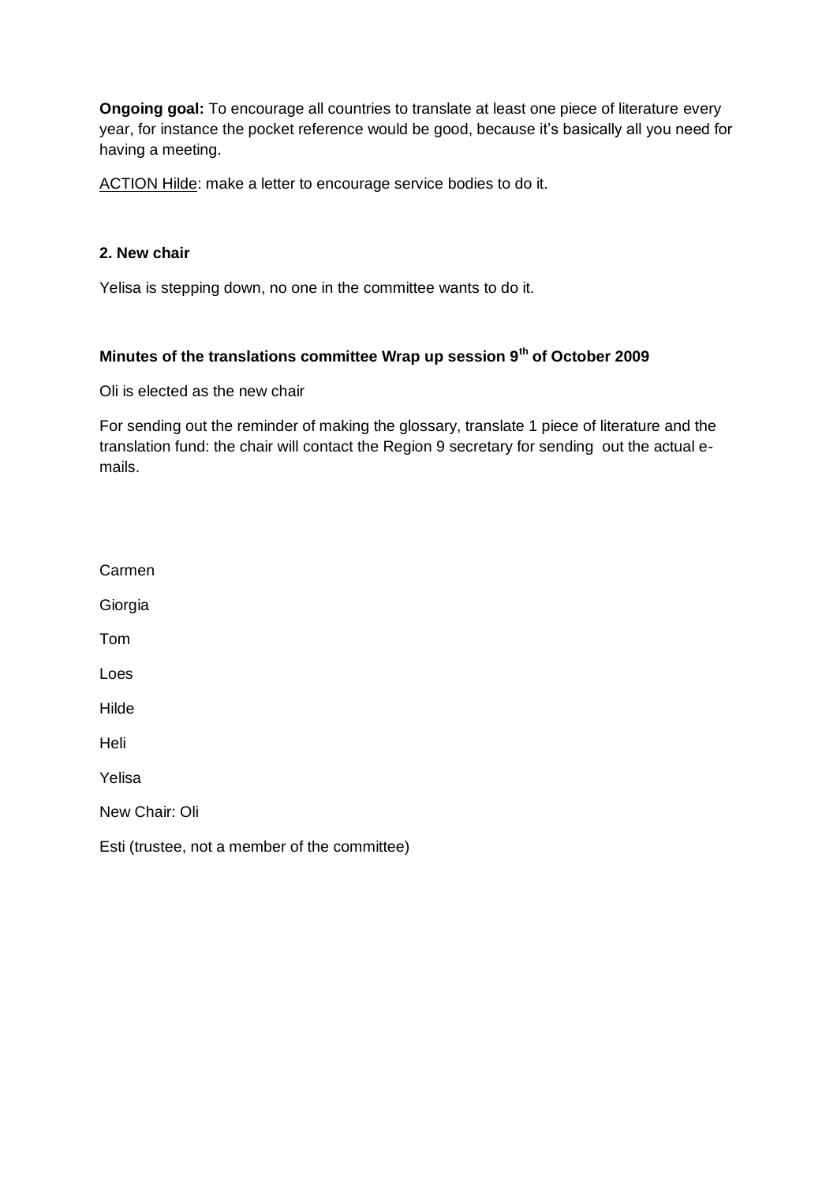**Ongoing goal:** To encourage all countries to translate at least one piece of literature every year, for instance the pocket reference would be good, because it's basically all you need for having a meeting.

ACTION Hilde: make a letter to encourage service bodies to do it.

**2. New chair**

Yelisa is stepping down, no one in the committee wants to do it.

**Minutes of the translations committee Wrap up session 9th of October 2009**

Oli is elected as the new chair

For sending out the reminder of making the glossary, translate 1 piece of literature and the translation fund: the chair will contact the Region 9 secretary for sending out the actual e-mails.

Carmen

Giorgia

Tom

Loes

Hilde

Heli

Yelisa

New Chair: Oli

Esti (trustee, not a member of the committee)